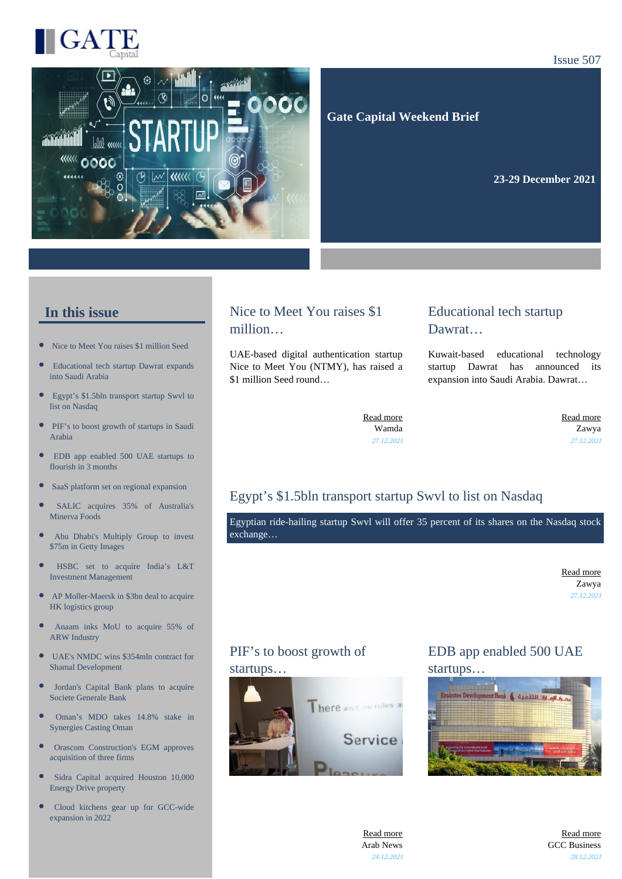GATE Capital

Issue 507

# Gate Capital Weekend Brief

**23-29 December 2021**

## In this issue

- Nice to Meet You raises $1 million Seed
- Educational tech startup Dawrat expands into Saudi Arabia
- Egypt's $1.5bln transport startup Swvl to list on Nasdaq
- PIF's to boost growth of startups in Saudi Arabia
- EDB app enabled 500 UAE startups to flourish in 3 months
- SaaS platform set on regional expansion
- SALIC acquires 35% of Australia's Minerva Foods
- Abu Dhabi's Multiply Group to invest $75m in Getty Images
- HSBC set to acquire India's L&T Investment Management
- AP Moller-Maersk in $3bn deal to acquire HK logistics group
- Anaam inks MoU to acquire 55% of ARW Industry
- UAE's NMDC wins $354mln contract for Shamal Development
- Jordan's Capital Bank plans to acquire Societe Generale Bank
- Oman's MDO takes 14.8% stake in Synergies Casting Oman
- Orascom Construction's EGM approves acquisition of three firms
- Sidra Capital acquired Houston 10,000 Energy Drive property
- Cloud kitchens gear up for GCC-wide expansion in 2022

## Nice to Meet You raises $1 million…

UAE-based digital authentication startup Nice to Meet You (NTMY), has raised a $1 million Seed round…

Read more
Wamda
*27.12.2021*

## Educational tech startup Dawrat…

Kuwait-based educational technology startup Dawrat has announced its expansion into Saudi Arabia. Dawrat…

Read more
Zawya
*27.12.2021*

## Egypt's $1.5bln transport startup Swvl to list on Nasdaq

Egyptian ride-hailing startup Swvl will offer 35 percent of its shares on the Nasdaq stock exchange…

Read more
Zawya
*27.12.2021*

## PIF's to boost growth of startups…

Read more
Arab News
*24.12.2021*

## EDB app enabled 500 UAE startups…

Read more
GCC Business
*28.12.2021*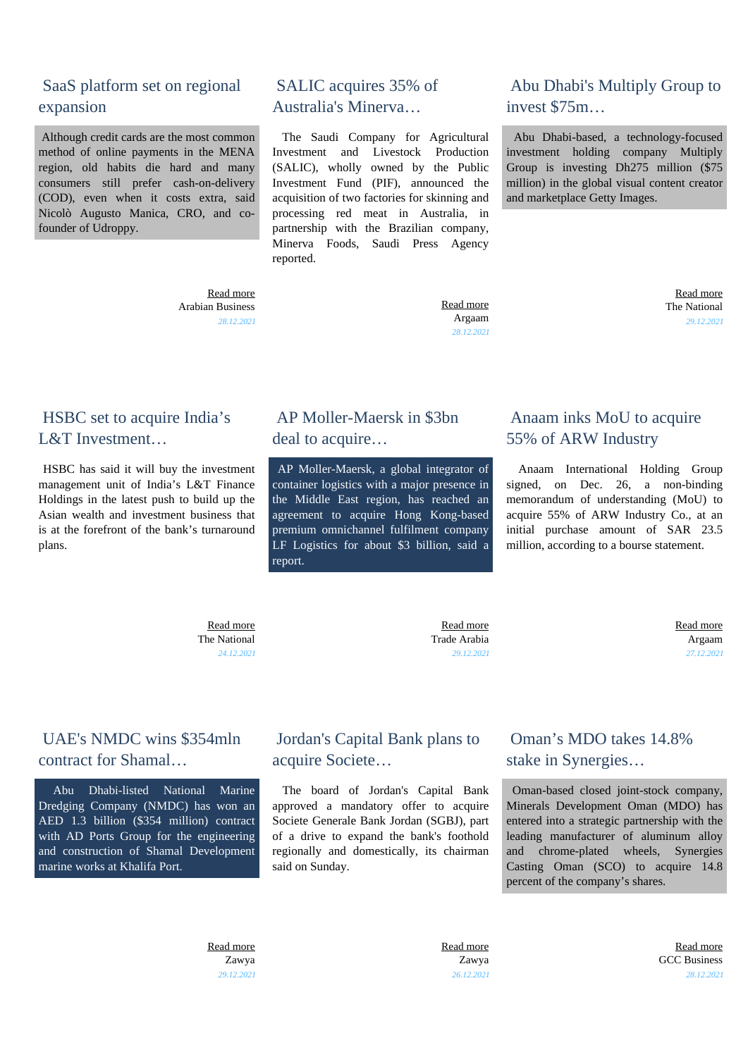## SaaS platform set on regional expansion

Although credit cards are the most common method of online payments in the MENA region, old habits die hard and many consumers still prefer cash-on-delivery (COD), even when it costs extra, said Nicolò Augusto Manica, CRO, and co-founder of Udroppy.

Read more
Arabian Business
28.12.2021

## SALIC acquires 35% of Australia's Minerva…

The Saudi Company for Agricultural Investment and Livestock Production (SALIC), wholly owned by the Public Investment Fund (PIF), announced the acquisition of two factories for skinning and processing red meat in Australia, in partnership with the Brazilian company, Minerva Foods, Saudi Press Agency reported.

Read more
Argaam
28.12.2021

## Abu Dhabi's Multiply Group to invest $75m…

Abu Dhabi-based, a technology-focused investment holding company Multiply Group is investing Dh275 million ($75 million) in the global visual content creator and marketplace Getty Images.

Read more
The National
29.12.2021

## HSBC set to acquire India's L&T Investment…

HSBC has said it will buy the investment management unit of India's L&T Finance Holdings in the latest push to build up the Asian wealth and investment business that is at the forefront of the bank's turnaround plans.

Read more
The National
24.12.2021

## AP Moller-Maersk in $3bn deal to acquire…

AP Moller-Maersk, a global integrator of container logistics with a major presence in the Middle East region, has reached an agreement to acquire Hong Kong-based premium omnichannel fulfilment company LF Logistics for about $3 billion, said a report.

Read more
Trade Arabia
29.12.2021

## Anaam inks MoU to acquire 55% of ARW Industry

Anaam International Holding Group signed, on Dec. 26, a non-binding memorandum of understanding (MoU) to acquire 55% of ARW Industry Co., at an initial purchase amount of SAR 23.5 million, according to a bourse statement.

Read more
Argaam
27.12.2021

## UAE's NMDC wins $354mln contract for Shamal…

Abu Dhabi-listed National Marine Dredging Company (NMDC) has won an AED 1.3 billion ($354 million) contract with AD Ports Group for the engineering and construction of Shamal Development marine works at Khalifa Port.

Read more
Zawya
29.12.2021

## Jordan's Capital Bank plans to acquire Societe…

The board of Jordan's Capital Bank approved a mandatory offer to acquire Societe Generale Bank Jordan (SGBJ), part of a drive to expand the bank's foothold regionally and domestically, its chairman said on Sunday.

Read more
Zawya
26.12.2021

## Oman's MDO takes 14.8% stake in Synergies…

Oman-based closed joint-stock company, Minerals Development Oman (MDO) has entered into a strategic partnership with the leading manufacturer of aluminum alloy and chrome-plated wheels, Synergies Casting Oman (SCO) to acquire 14.8 percent of the company's shares.

Read more
GCC Business
28.12.2021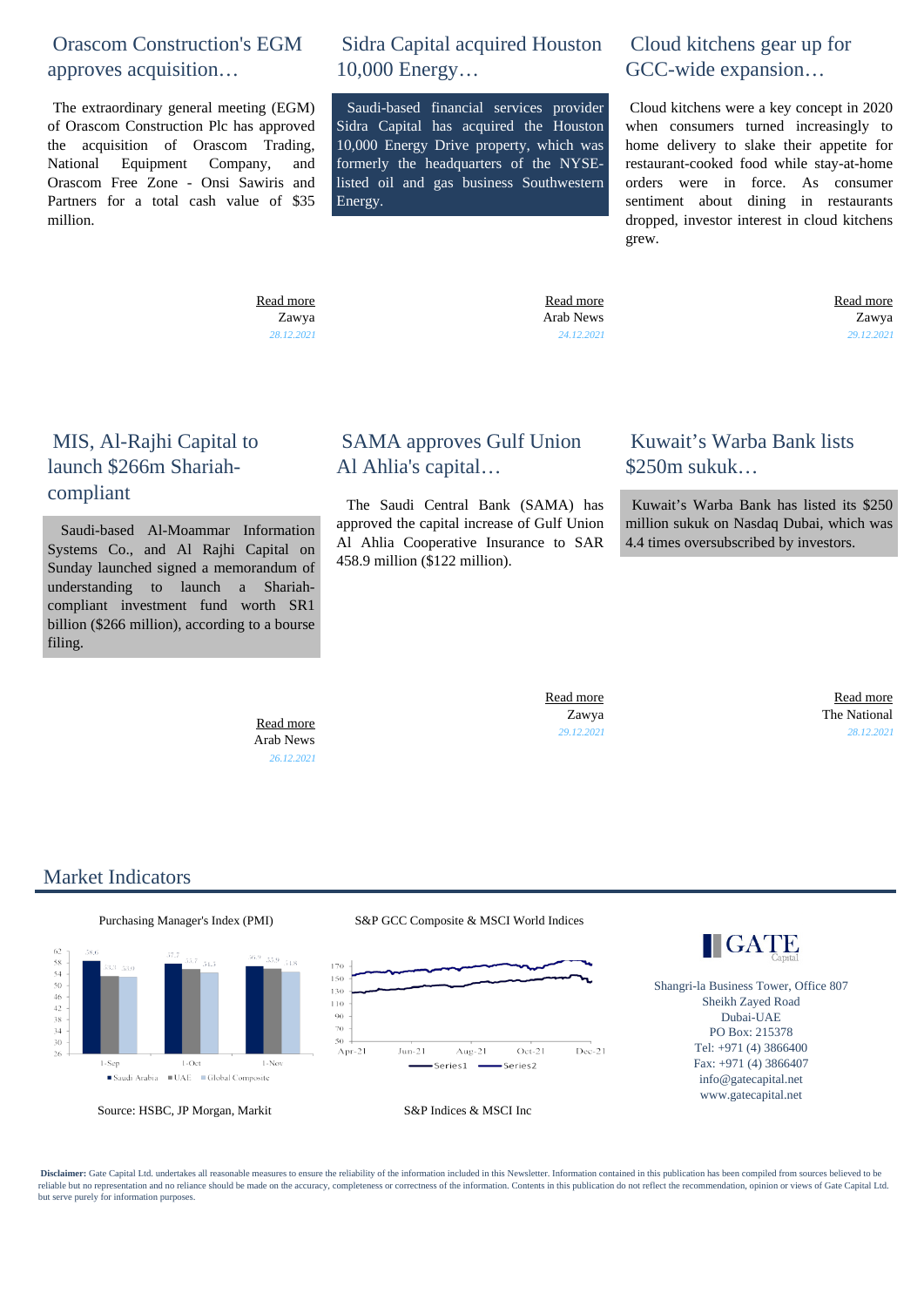## Orascom Construction's EGM approves acquisition…

The extraordinary general meeting (EGM) of Orascom Construction Plc has approved the acquisition of Orascom Trading, National Equipment Company, and Orascom Free Zone - Onsi Sawiris and Partners for a total cash value of $35 million.

Read more
Zawya
*28.12.2021*

## Sidra Capital acquired Houston 10,000 Energy…

Saudi-based financial services provider Sidra Capital has acquired the Houston 10,000 Energy Drive property, which was formerly the headquarters of the NYSE-listed oil and gas business Southwestern Energy.

Read more
Arab News
*24.12.2021*

## Cloud kitchens gear up for GCC-wide expansion…

Cloud kitchens were a key concept in 2020 when consumers turned increasingly to home delivery to slake their appetite for restaurant-cooked food while stay-at-home orders were in force. As consumer sentiment about dining in restaurants dropped, investor interest in cloud kitchens grew.

Read more
Zawya
*29.12.2021*

## MIS, Al-Rajhi Capital to launch $266m Shariah-compliant

Saudi-based Al-Moammar Information Systems Co., and Al Rajhi Capital on Sunday launched signed a memorandum of understanding to launch a Shariah-compliant investment fund worth SR1 billion ($266 million), according to a bourse filing.

Read more
Arab News
*26.12.2021*

## SAMA approves Gulf Union Al Ahlia's capital…

The Saudi Central Bank (SAMA) has approved the capital increase of Gulf Union Al Ahlia Cooperative Insurance to SAR 458.9 million ($122 million).

Read more
Zawya
*29.12.2021*

## Kuwait's Warba Bank lists $250m sukuk…

Kuwait's Warba Bank has listed its $250 million sukuk on Nasdaq Dubai, which was 4.4 times oversubscribed by investors.

Read more
The National
*28.12.2021*

## Market Indicators

Purchasing Manager's Index (PMI)

58.6, 53.3, 53.0, 57.7, 55.7, 54.3, 56.9, 55.9, 54.8

1-Sep, 1-Oct, 1-Nov

Saudi Arabia, UAE, Global Composite

Source: HSBC, JP Morgan, Markit

S&P GCC Composite & MSCI World Indices

Apr-21, Jun-21, Aug-21, Oct-21, Dec-21

Series1, Series2

S&P Indices & MSCI Inc

GATE Capital

Shangri-la Business Tower, Office 807
Sheikh Zayed Road
Dubai-UAE
PO Box: 215378
Tel: +971 (4) 3866400
Fax: +971 (4) 3866407
info@gatecapital.net
www.gatecapital.net

**Disclaimer:** Gate Capital Ltd. undertakes all reasonable measures to ensure the reliability of the information included in this Newsletter. Information contained in this publication has been compiled from sources believed to be reliable but no representation and no reliance should be made on the accuracy, completeness or correctness of the information. Contents in this publication do not reflect the recommendation, opinion or views of Gate Capital Ltd. but serve purely for information purposes.